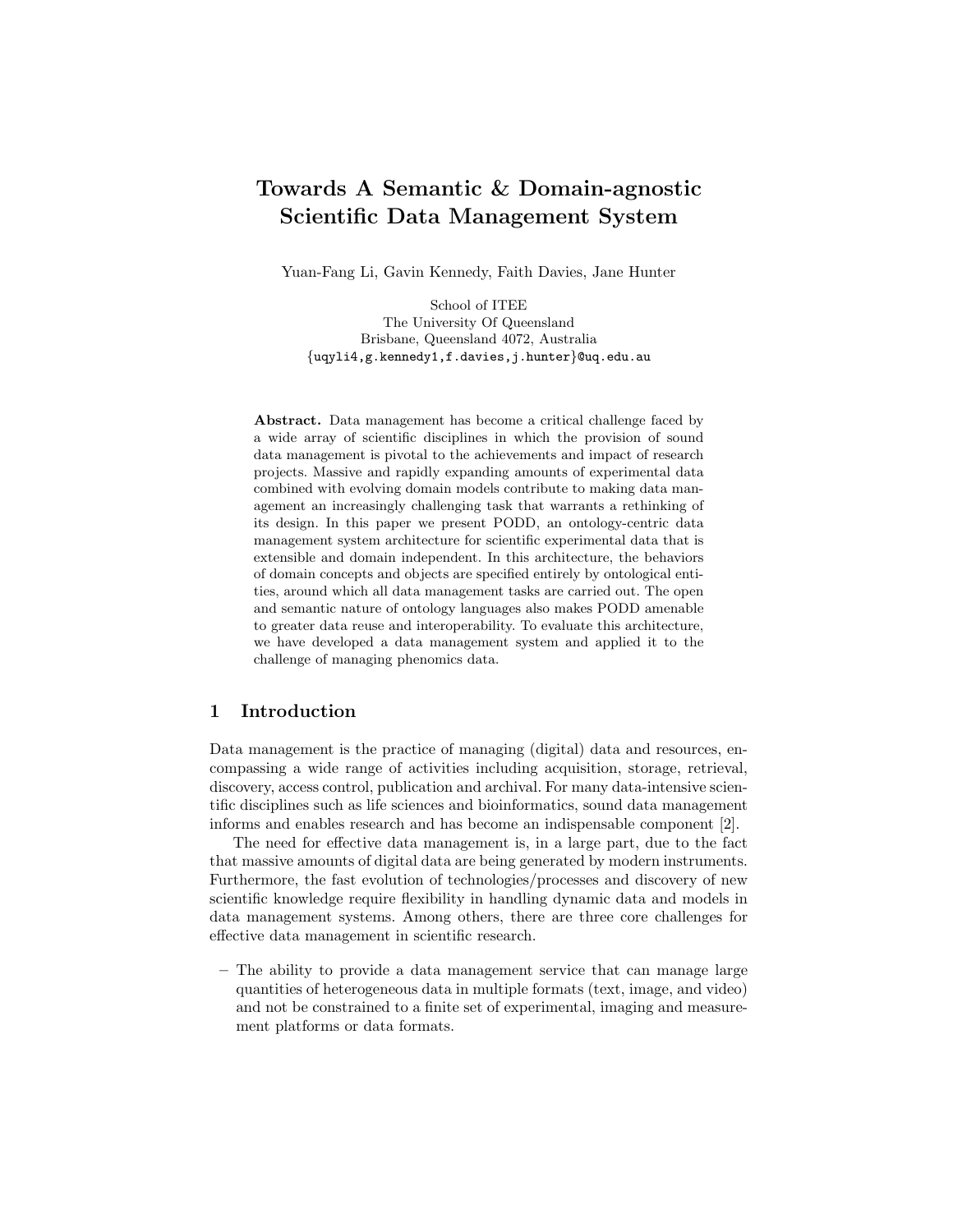# Towards A Semantic & Domain-agnostic Scientific Data Management System

Yuan-Fang Li, Gavin Kennedy, Faith Davies, Jane Hunter

School of ITEE
The University Of Queensland
Brisbane, Queensland 4072, Australia
{uqyli4,g.kennedy1,f.davies,j.hunter}@uq.edu.au

**Abstract.** Data management has become a critical challenge faced by a wide array of scientific disciplines in which the provision of sound data management is pivotal to the achievements and impact of research projects. Massive and rapidly expanding amounts of experimental data combined with evolving domain models contribute to making data management an increasingly challenging task that warrants a rethinking of its design. In this paper we present PODD, an ontology-centric data management system architecture for scientific experimental data that is extensible and domain independent. In this architecture, the behaviors of domain concepts and objects are specified entirely by ontological entities, around which all data management tasks are carried out. The open and semantic nature of ontology languages also makes PODD amenable to greater data reuse and interoperability. To evaluate this architecture, we have developed a data management system and applied it to the challenge of managing phenomics data.

## 1 Introduction

Data management is the practice of managing (digital) data and resources, encompassing a wide range of activities including acquisition, storage, retrieval, discovery, access control, publication and archival. For many data-intensive scientific disciplines such as life sciences and bioinformatics, sound data management informs and enables research and has become an indispensable component [2].

The need for effective data management is, in a large part, due to the fact that massive amounts of digital data are being generated by modern instruments. Furthermore, the fast evolution of technologies/processes and discovery of new scientific knowledge require flexibility in handling dynamic data and models in data management systems. Among others, there are three core challenges for effective data management in scientific research.

– The ability to provide a data management service that can manage large quantities of heterogeneous data in multiple formats (text, image, and video) and not be constrained to a finite set of experimental, imaging and measurement platforms or data formats.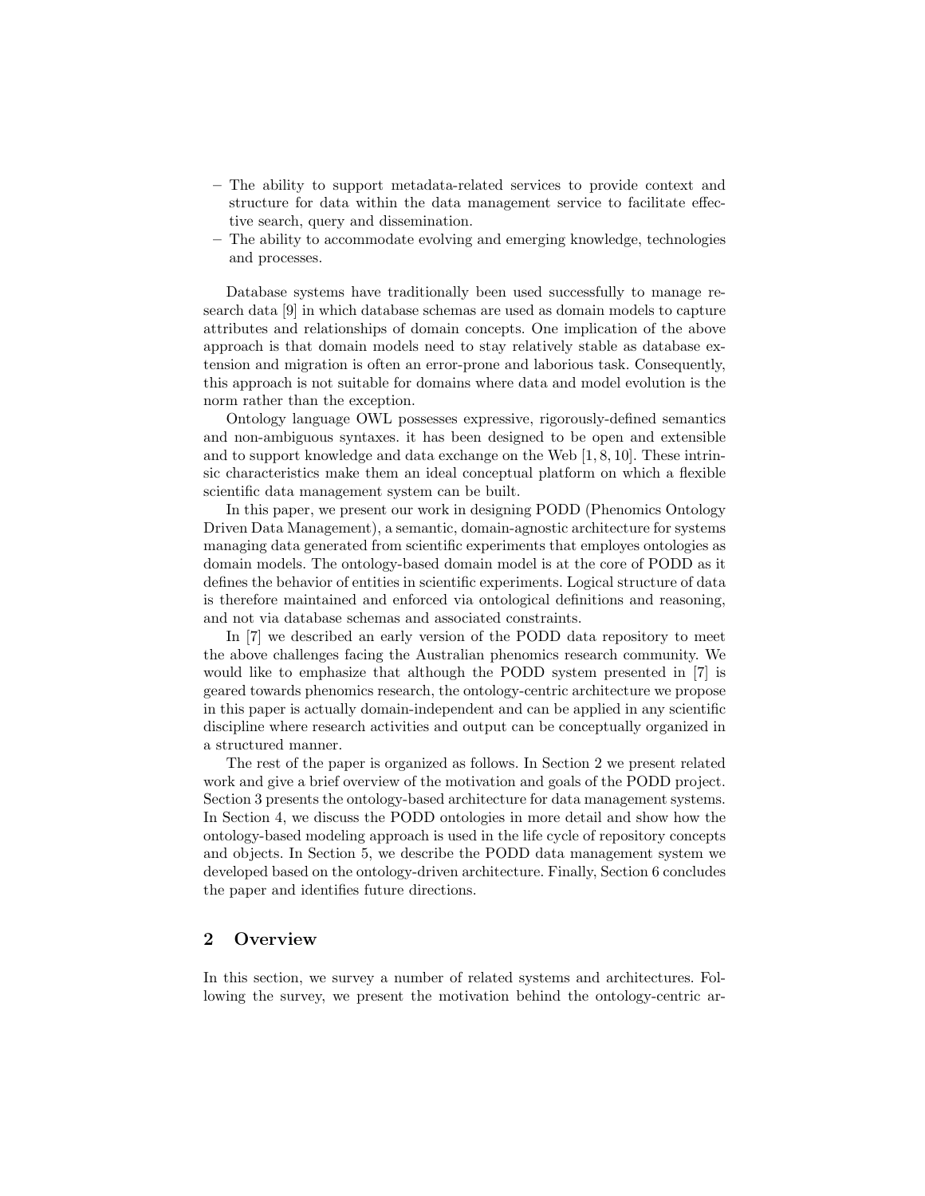- The ability to support metadata-related services to provide context and structure for data within the data management service to facilitate effective search, query and dissemination.
- The ability to accommodate evolving and emerging knowledge, technologies and processes.

Database systems have traditionally been used successfully to manage research data [9] in which database schemas are used as domain models to capture attributes and relationships of domain concepts. One implication of the above approach is that domain models need to stay relatively stable as database extension and migration is often an error-prone and laborious task. Consequently, this approach is not suitable for domains where data and model evolution is the norm rather than the exception.

Ontology language OWL possesses expressive, rigorously-defined semantics and non-ambiguous syntaxes. it has been designed to be open and extensible and to support knowledge and data exchange on the Web [1, 8, 10]. These intrinsic characteristics make them an ideal conceptual platform on which a flexible scientific data management system can be built.

In this paper, we present our work in designing PODD (Phenomics Ontology Driven Data Management), a semantic, domain-agnostic architecture for systems managing data generated from scientific experiments that employes ontologies as domain models. The ontology-based domain model is at the core of PODD as it defines the behavior of entities in scientific experiments. Logical structure of data is therefore maintained and enforced via ontological definitions and reasoning, and not via database schemas and associated constraints.

In [7] we described an early version of the PODD data repository to meet the above challenges facing the Australian phenomics research community. We would like to emphasize that although the PODD system presented in [7] is geared towards phenomics research, the ontology-centric architecture we propose in this paper is actually domain-independent and can be applied in any scientific discipline where research activities and output can be conceptually organized in a structured manner.

The rest of the paper is organized as follows. In Section 2 we present related work and give a brief overview of the motivation and goals of the PODD project. Section 3 presents the ontology-based architecture for data management systems. In Section 4, we discuss the PODD ontologies in more detail and show how the ontology-based modeling approach is used in the life cycle of repository concepts and objects. In Section 5, we describe the PODD data management system we developed based on the ontology-driven architecture. Finally, Section 6 concludes the paper and identifies future directions.

## 2 Overview

In this section, we survey a number of related systems and architectures. Following the survey, we present the motivation behind the ontology-centric ar-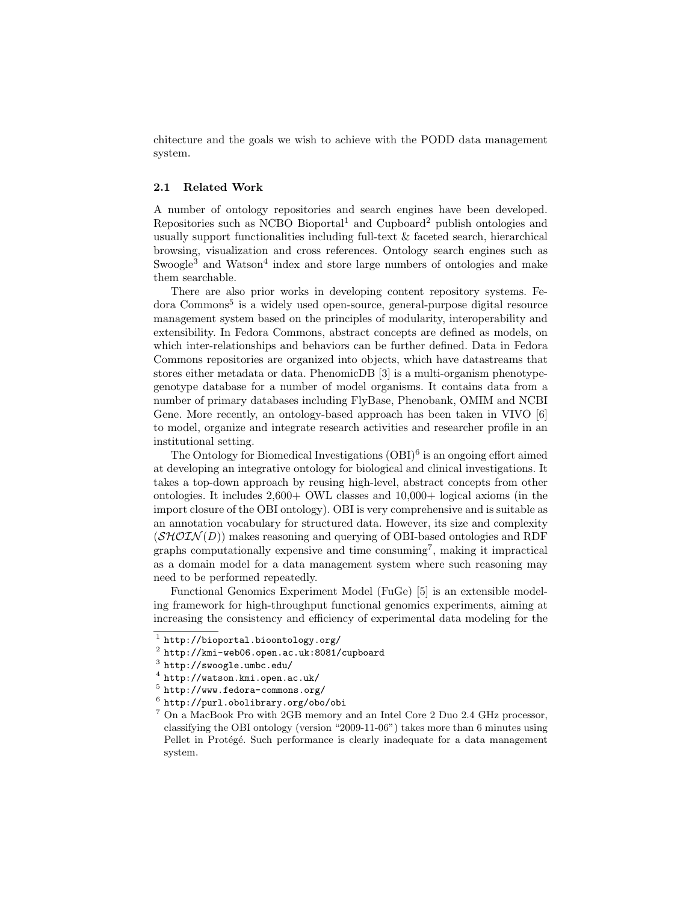chitecture and the goals we wish to achieve with the PODD data management system.

### 2.1 Related Work

A number of ontology repositories and search engines have been developed. Repositories such as NCBO Bioportal[1] and Cupboard[2] publish ontologies and usually support functionalities including full-text & faceted search, hierarchical browsing, visualization and cross references. Ontology search engines such as Swoogle[3] and Watson[4] index and store large numbers of ontologies and make them searchable.

There are also prior works in developing content repository systems. Fedora Commons[5] is a widely used open-source, general-purpose digital resource management system based on the principles of modularity, interoperability and extensibility. In Fedora Commons, abstract concepts are defined as models, on which inter-relationships and behaviors can be further defined. Data in Fedora Commons repositories are organized into objects, which have datastreams that stores either metadata or data. PhenomicDB [3] is a multi-organism phenotype-genotype database for a number of model organisms. It contains data from a number of primary databases including FlyBase, Phenobank, OMIM and NCBI Gene. More recently, an ontology-based approach has been taken in VIVO [6] to model, organize and integrate research activities and researcher profile in an institutional setting.

The Ontology for Biomedical Investigations (OBI)[6] is an ongoing effort aimed at developing an integrative ontology for biological and clinical investigations. It takes a top-down approach by reusing high-level, abstract concepts from other ontologies. It includes 2,600+ OWL classes and 10,000+ logical axioms (in the import closure of the OBI ontology). OBI is very comprehensive and is suitable as an annotation vocabulary for structured data. However, its size and complexity ($\mathcal{SHOIN}(D)$) makes reasoning and querying of OBI-based ontologies and RDF graphs computationally expensive and time consuming[7], making it impractical as a domain model for a data management system where such reasoning may need to be performed repeatedly.

Functional Genomics Experiment Model (FuGe) [5] is an extensible modeling framework for high-throughput functional genomics experiments, aiming at increasing the consistency and efficiency of experimental data modeling for the

---

[1] http://bioportal.bioontology.org/

[2] http://kmi-web06.open.ac.uk:8081/cupboard

[3] http://swoogle.umbc.edu/

[4] http://watson.kmi.open.ac.uk/

[5] http://www.fedora-commons.org/

[6] http://purl.obolibrary.org/obo/obi

[7] On a MacBook Pro with 2GB memory and an Intel Core 2 Duo 2.4 GHz processor, classifying the OBI ontology (version "2009-11-06") takes more than 6 minutes using Pellet in Protégé. Such performance is clearly inadequate for a data management system.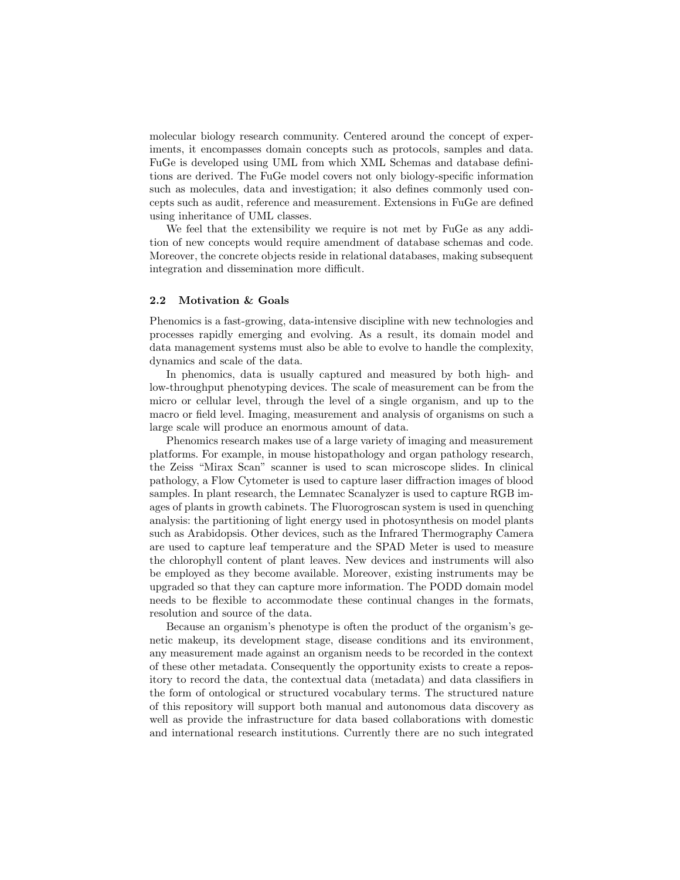molecular biology research community. Centered around the concept of experiments, it encompasses domain concepts such as protocols, samples and data. FuGe is developed using UML from which XML Schemas and database definitions are derived. The FuGe model covers not only biology-specific information such as molecules, data and investigation; it also defines commonly used concepts such as audit, reference and measurement. Extensions in FuGe are defined using inheritance of UML classes.

We feel that the extensibility we require is not met by FuGe as any addition of new concepts would require amendment of database schemas and code. Moreover, the concrete objects reside in relational databases, making subsequent integration and dissemination more difficult.

### 2.2 Motivation & Goals

Phenomics is a fast-growing, data-intensive discipline with new technologies and processes rapidly emerging and evolving. As a result, its domain model and data management systems must also be able to evolve to handle the complexity, dynamics and scale of the data.

In phenomics, data is usually captured and measured by both high- and low-throughput phenotyping devices. The scale of measurement can be from the micro or cellular level, through the level of a single organism, and up to the macro or field level. Imaging, measurement and analysis of organisms on such a large scale will produce an enormous amount of data.

Phenomics research makes use of a large variety of imaging and measurement platforms. For example, in mouse histopathology and organ pathology research, the Zeiss "Mirax Scan" scanner is used to scan microscope slides. In clinical pathology, a Flow Cytometer is used to capture laser diffraction images of blood samples. In plant research, the Lemnatec Scanalyzer is used to capture RGB images of plants in growth cabinets. The Fluorogroscan system is used in quenching analysis: the partitioning of light energy used in photosynthesis on model plants such as Arabidopsis. Other devices, such as the Infrared Thermography Camera are used to capture leaf temperature and the SPAD Meter is used to measure the chlorophyll content of plant leaves. New devices and instruments will also be employed as they become available. Moreover, existing instruments may be upgraded so that they can capture more information. The PODD domain model needs to be flexible to accommodate these continual changes in the formats, resolution and source of the data.

Because an organism's phenotype is often the product of the organism's genetic makeup, its development stage, disease conditions and its environment, any measurement made against an organism needs to be recorded in the context of these other metadata. Consequently the opportunity exists to create a repository to record the data, the contextual data (metadata) and data classifiers in the form of ontological or structured vocabulary terms. The structured nature of this repository will support both manual and autonomous data discovery as well as provide the infrastructure for data based collaborations with domestic and international research institutions. Currently there are no such integrated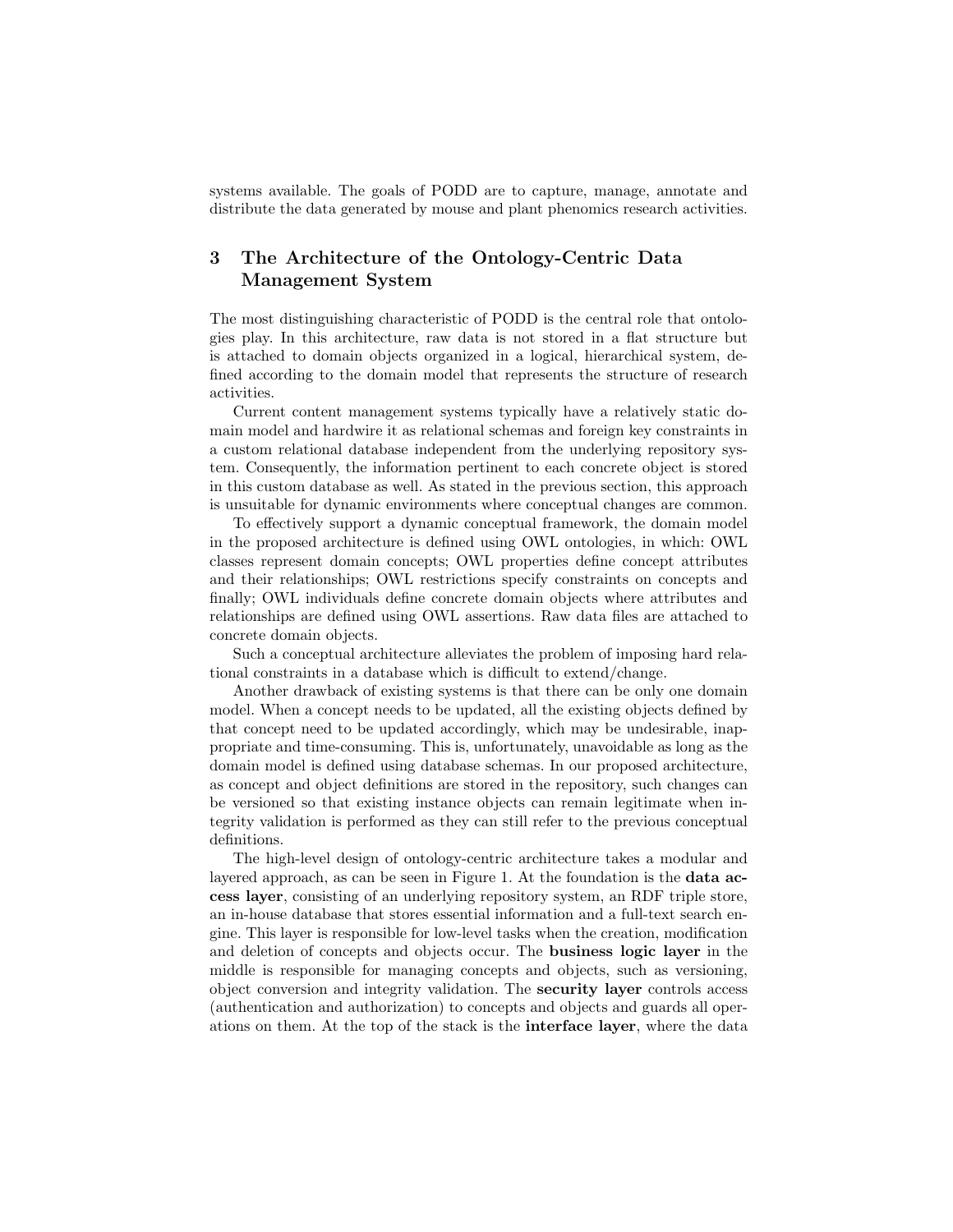systems available. The goals of PODD are to capture, manage, annotate and distribute the data generated by mouse and plant phenomics research activities.

## 3 The Architecture of the Ontology-Centric Data Management System

The most distinguishing characteristic of PODD is the central role that ontologies play. In this architecture, raw data is not stored in a flat structure but is attached to domain objects organized in a logical, hierarchical system, defined according to the domain model that represents the structure of research activities.

Current content management systems typically have a relatively static domain model and hardwire it as relational schemas and foreign key constraints in a custom relational database independent from the underlying repository system. Consequently, the information pertinent to each concrete object is stored in this custom database as well. As stated in the previous section, this approach is unsuitable for dynamic environments where conceptual changes are common.

To effectively support a dynamic conceptual framework, the domain model in the proposed architecture is defined using OWL ontologies, in which: OWL classes represent domain concepts; OWL properties define concept attributes and their relationships; OWL restrictions specify constraints on concepts and finally; OWL individuals define concrete domain objects where attributes and relationships are defined using OWL assertions. Raw data files are attached to concrete domain objects.

Such a conceptual architecture alleviates the problem of imposing hard relational constraints in a database which is difficult to extend/change.

Another drawback of existing systems is that there can be only one domain model. When a concept needs to be updated, all the existing objects defined by that concept need to be updated accordingly, which may be undesirable, inappropriate and time-consuming. This is, unfortunately, unavoidable as long as the domain model is defined using database schemas. In our proposed architecture, as concept and object definitions are stored in the repository, such changes can be versioned so that existing instance objects can remain legitimate when integrity validation is performed as they can still refer to the previous conceptual definitions.

The high-level design of ontology-centric architecture takes a modular and layered approach, as can be seen in Figure 1. At the foundation is the **data access layer**, consisting of an underlying repository system, an RDF triple store, an in-house database that stores essential information and a full-text search engine. This layer is responsible for low-level tasks when the creation, modification and deletion of concepts and objects occur. The **business logic layer** in the middle is responsible for managing concepts and objects, such as versioning, object conversion and integrity validation. The **security layer** controls access (authentication and authorization) to concepts and objects and guards all operations on them. At the top of the stack is the **interface layer**, where the data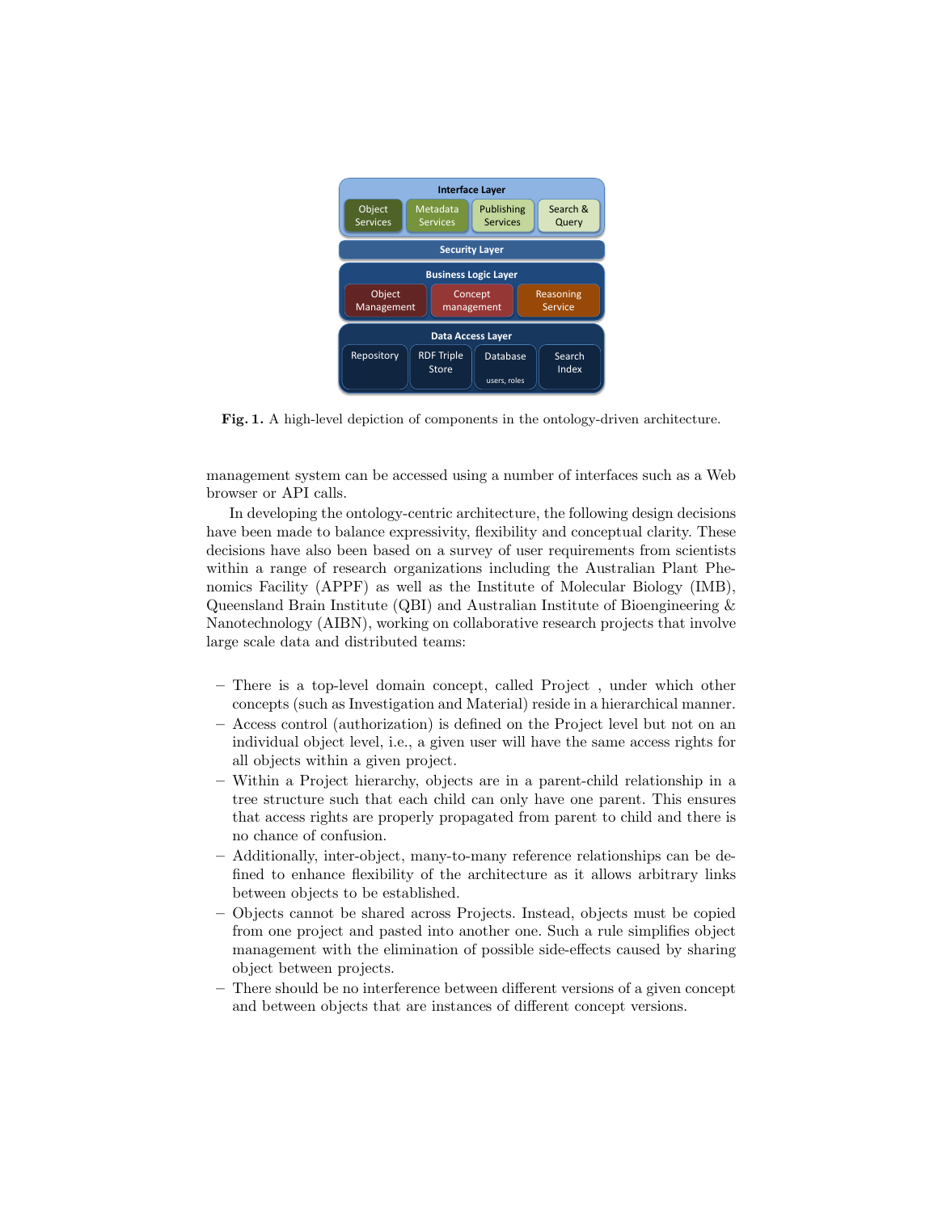**Fig. 1.** A high-level depiction of components in the ontology-driven architecture.

management system can be accessed using a number of interfaces such as a Web browser or API calls.

In developing the ontology-centric architecture, the following design decisions have been made to balance expressivity, flexibility and conceptual clarity. These decisions have also been based on a survey of user requirements from scientists within a range of research organizations including the Australian Plant Phenomics Facility (APPF) as well as the Institute of Molecular Biology (IMB), Queensland Brain Institute (QBI) and Australian Institute of Bioengineering & Nanotechnology (AIBN), working on collaborative research projects that involve large scale data and distributed teams:

- There is a top-level domain concept, called Project , under which other concepts (such as Investigation and Material) reside in a hierarchical manner.
- Access control (authorization) is defined on the Project level but not on an individual object level, i.e., a given user will have the same access rights for all objects within a given project.
- Within a Project hierarchy, objects are in a parent-child relationship in a tree structure such that each child can only have one parent. This ensures that access rights are properly propagated from parent to child and there is no chance of confusion.
- Additionally, inter-object, many-to-many reference relationships can be defined to enhance flexibility of the architecture as it allows arbitrary links between objects to be established.
- Objects cannot be shared across Projects. Instead, objects must be copied from one project and pasted into another one. Such a rule simplifies object management with the elimination of possible side-effects caused by sharing object between projects.
- There should be no interference between different versions of a given concept and between objects that are instances of different concept versions.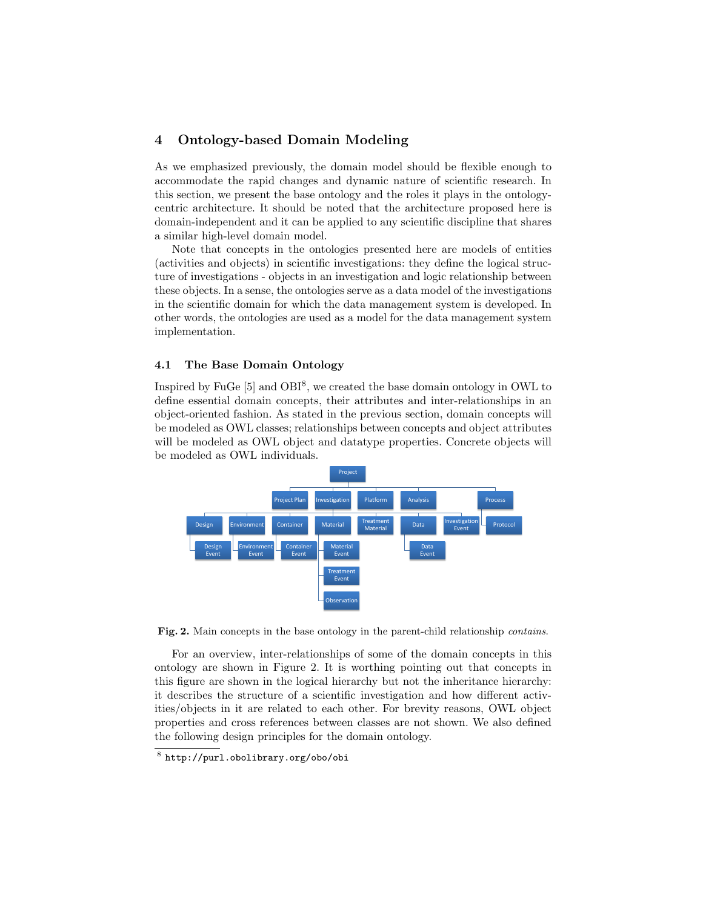## 4 Ontology-based Domain Modeling

As we emphasized previously, the domain model should be flexible enough to accommodate the rapid changes and dynamic nature of scientific research. In this section, we present the base ontology and the roles it plays in the ontology-centric architecture. It should be noted that the architecture proposed here is domain-independent and it can be applied to any scientific discipline that shares a similar high-level domain model.

Note that concepts in the ontologies presented here are models of entities (activities and objects) in scientific investigations: they define the logical structure of investigations - objects in an investigation and logic relationship between these objects. In a sense, the ontologies serve as a data model of the investigations in the scientific domain for which the data management system is developed. In other words, the ontologies are used as a model for the data management system implementation.

### 4.1 The Base Domain Ontology

Inspired by FuGe [5] and OBI[8], we created the base domain ontology in OWL to define essential domain concepts, their attributes and inter-relationships in an object-oriented fashion. As stated in the previous section, domain concepts will be modeled as OWL classes; relationships between concepts and object attributes will be modeled as OWL object and datatype properties. Concrete objects will be modeled as OWL individuals.

**Fig. 2.** Main concepts in the base ontology in the parent-child relationship *contains*.

For an overview, inter-relationships of some of the domain concepts in this ontology are shown in Figure 2. It is worthing pointing out that concepts in this figure are shown in the logical hierarchy but not the inheritance hierarchy: it describes the structure of a scientific investigation and how different activities/objects in it are related to each other. For brevity reasons, OWL object properties and cross references between classes are not shown. We also defined the following design principles for the domain ontology.

[8] http://purl.obolibrary.org/obo/obi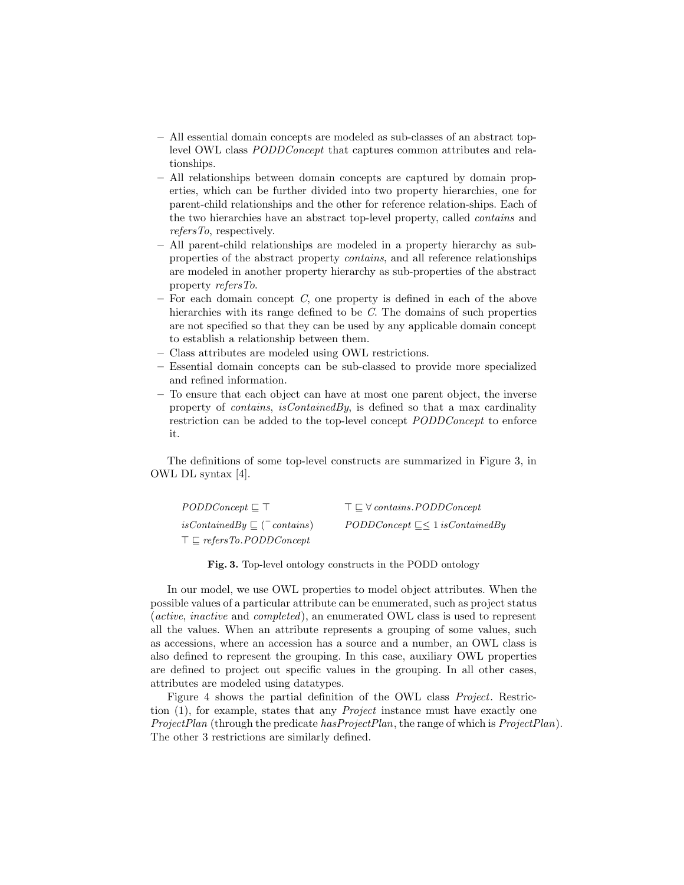- All essential domain concepts are modeled as sub-classes of an abstract top-level OWL class *PODDConcept* that captures common attributes and relationships.
- All relationships between domain concepts are captured by domain properties, which can be further divided into two property hierarchies, one for parent-child relationships and the other for reference relation-ships. Each of the two hierarchies have an abstract top-level property, called *contains* and *refersTo*, respectively.
- All parent-child relationships are modeled in a property hierarchy as sub-properties of the abstract property *contains*, and all reference relationships are modeled in another property hierarchy as sub-properties of the abstract property *refersTo*.
- For each domain concept *C*, one property is defined in each of the above hierarchies with its range defined to be *C*. The domains of such properties are not specified so that they can be used by any applicable domain concept to establish a relationship between them.
- Class attributes are modeled using OWL restrictions.
- Essential domain concepts can be sub-classed to provide more specialized and refined information.
- To ensure that each object can have at most one parent object, the inverse property of *contains*, *isContainedBy*, is defined so that a max cardinality restriction can be added to the top-level concept *PODDConcept* to enforce it.

The definitions of some top-level constructs are summarized in Figure 3, in OWL DL syntax [4].

$$PODDConcept \sqsubseteq \top \qquad \top \sqsubseteq \forall\, contains.PODDConcept$$

$$isContainedBy \sqsubseteq (^{-}contains) \qquad PODDConcept \sqsubseteq \leq 1\, isContainedBy$$

$$\top \sqsubseteq refersTo.PODDConcept$$

**Fig. 3.** Top-level ontology constructs in the PODD ontology

In our model, we use OWL properties to model object attributes. When the possible values of a particular attribute can be enumerated, such as project status (*active*, *inactive* and *completed*), an enumerated OWL class is used to represent all the values. When an attribute represents a grouping of some values, such as accessions, where an accession has a source and a number, an OWL class is also defined to represent the grouping. In this case, auxiliary OWL properties are defined to project out specific values in the grouping. In all other cases, attributes are modeled using datatypes.

Figure 4 shows the partial definition of the OWL class *Project*. Restriction (1), for example, states that any *Project* instance must have exactly one *ProjectPlan* (through the predicate *hasProjectPlan*, the range of which is *ProjectPlan*). The other 3 restrictions are similarly defined.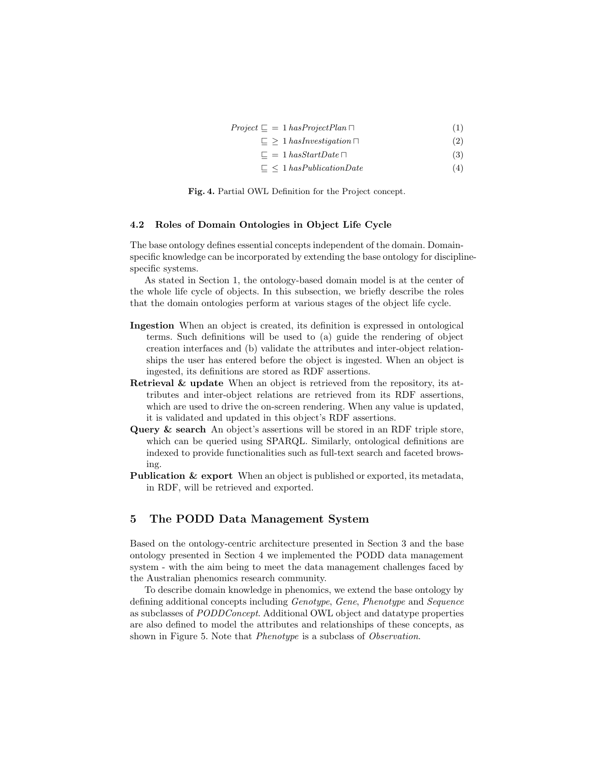$$
\begin{aligned}
\mathit{Project} \sqsubseteq & = 1\, \mathit{hasProjectPlan} \sqcap & (1)\\
\sqsubseteq & \geq 1\, \mathit{hasInvestigation} \sqcap & (2)\\
\sqsubseteq & = 1\, \mathit{hasStartDate} \sqcap & (3)\\
\sqsubseteq & \leq 1\, \mathit{hasPublicationDate} & (4)
\end{aligned}
$$

**Fig. 4.** Partial OWL Definition for the Project concept.

### 4.2 Roles of Domain Ontologies in Object Life Cycle

The base ontology defines essential concepts independent of the domain. Domain-specific knowledge can be incorporated by extending the base ontology for discipline-specific systems.

As stated in Section 1, the ontology-based domain model is at the center of the whole life cycle of objects. In this subsection, we briefly describe the roles that the domain ontologies perform at various stages of the object life cycle.

**Ingestion** When an object is created, its definition is expressed in ontological terms. Such definitions will be used to (a) guide the rendering of object creation interfaces and (b) validate the attributes and inter-object relationships the user has entered before the object is ingested. When an object is ingested, its definitions are stored as RDF assertions.

**Retrieval & update** When an object is retrieved from the repository, its attributes and inter-object relations are retrieved from its RDF assertions, which are used to drive the on-screen rendering. When any value is updated, it is validated and updated in this object's RDF assertions.

**Query & search** An object's assertions will be stored in an RDF triple store, which can be queried using SPARQL. Similarly, ontological definitions are indexed to provide functionalities such as full-text search and faceted browsing.

**Publication & export** When an object is published or exported, its metadata, in RDF, will be retrieved and exported.

## 5 The PODD Data Management System

Based on the ontology-centric architecture presented in Section 3 and the base ontology presented in Section 4 we implemented the PODD data management system - with the aim being to meet the data management challenges faced by the Australian phenomics research community.

To describe domain knowledge in phenomics, we extend the base ontology by defining additional concepts including *Genotype*, *Gene*, *Phenotype* and *Sequence* as subclasses of *PODDConcept*. Additional OWL object and datatype properties are also defined to model the attributes and relationships of these concepts, as shown in Figure 5. Note that *Phenotype* is a subclass of *Observation*.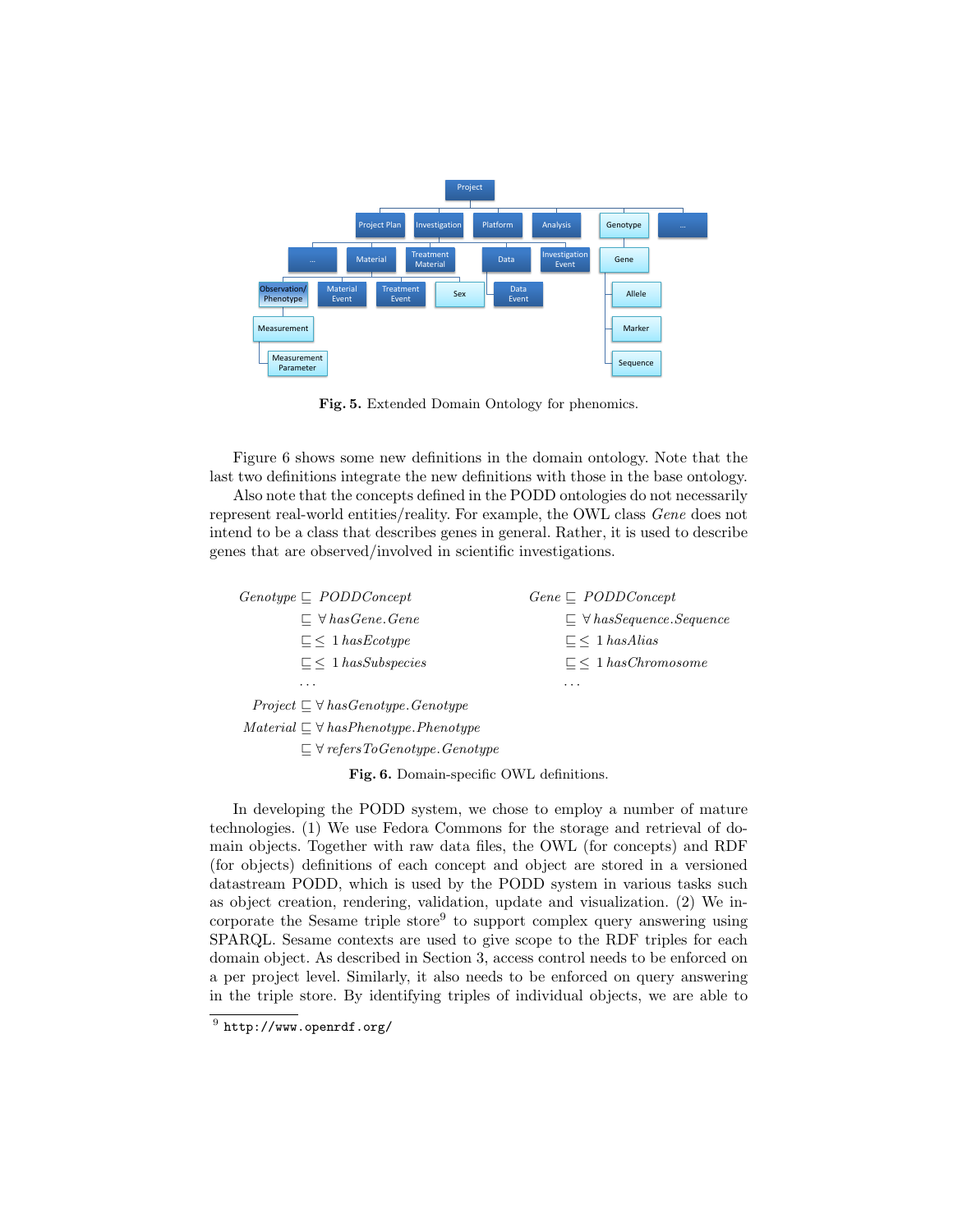**Fig. 5.** Extended Domain Ontology for phenomics.

Figure 6 shows some new definitions in the domain ontology. Note that the last two definitions integrate the new definitions with those in the base ontology.

Also note that the concepts defined in the PODD ontologies do not necessarily represent real-world entities/reality. For example, the OWL class *Gene* does not intend to be a class that describes genes in general. Rather, it is used to describe genes that are observed/involved in scientific investigations.

$$
\begin{aligned}
Genotype &\sqsubseteq PODDConcept \\
&\sqsubseteq \forall hasGene.Gene \\
&\sqsubseteq \leq 1\ hasEcotype \\
&\sqsubseteq \leq 1\ hasSubspecies \\
&\ldots
\end{aligned}
\qquad
\begin{aligned}
Gene &\sqsubseteq PODDConcept \\
&\sqsubseteq \forall hasSequence.Sequence \\
&\sqsubseteq \leq 1\ hasAlias \\
&\sqsubseteq \leq 1\ hasChromosome \\
&\ldots
\end{aligned}
$$

$$
\begin{aligned}
Project &\sqsubseteq \forall hasGenotype.Genotype \\
Material &\sqsubseteq \forall hasPhenotype.Phenotype \\
&\sqsubseteq \forall refersToGenotype.Genotype
\end{aligned}
$$

**Fig. 6.** Domain-specific OWL definitions.

In developing the PODD system, we chose to employ a number of mature technologies. (1) We use Fedora Commons for the storage and retrieval of domain objects. Together with raw data files, the OWL (for concepts) and RDF (for objects) definitions of each concept and object are stored in a versioned datastream PODD, which is used by the PODD system in various tasks such as object creation, rendering, validation, update and visualization. (2) We incorporate the Sesame triple store[9] to support complex query answering using SPARQL. Sesame contexts are used to give scope to the RDF triples for each domain object. As described in Section 3, access control needs to be enforced on a per project level. Similarly, it also needs to be enforced on query answering in the triple store. By identifying triples of individual objects, we are able to

[9] http://www.openrdf.org/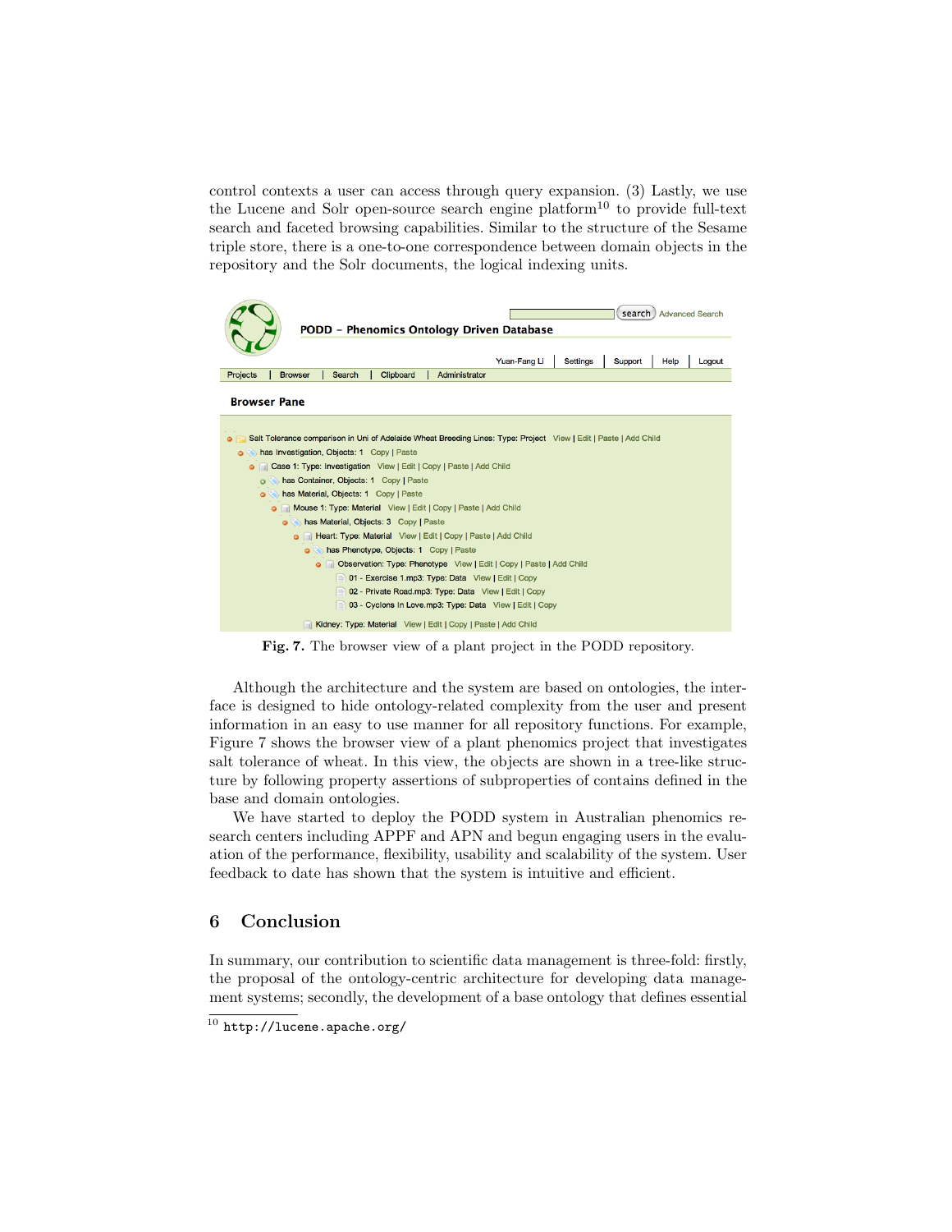control contexts a user can access through query expansion. (3) Lastly, we use the Lucene and Solr open-source search engine platform[10] to provide full-text search and faceted browsing capabilities. Similar to the structure of the Sesame triple store, there is a one-to-one correspondence between domain objects in the repository and the Solr documents, the logical indexing units.

**Fig. 7.** The browser view of a plant project in the PODD repository.

Although the architecture and the system are based on ontologies, the interface is designed to hide ontology-related complexity from the user and present information in an easy to use manner for all repository functions. For example, Figure 7 shows the browser view of a plant phenomics project that investigates salt tolerance of wheat. In this view, the objects are shown in a tree-like structure by following property assertions of subproperties of contains defined in the base and domain ontologies.

We have started to deploy the PODD system in Australian phenomics research centers including APPF and APN and begun engaging users in the evaluation of the performance, flexibility, usability and scalability of the system. User feedback to date has shown that the system is intuitive and efficient.

## 6 Conclusion

In summary, our contribution to scientific data management is three-fold: firstly, the proposal of the ontology-centric architecture for developing data management systems; secondly, the development of a base ontology that defines essential

[10] http://lucene.apache.org/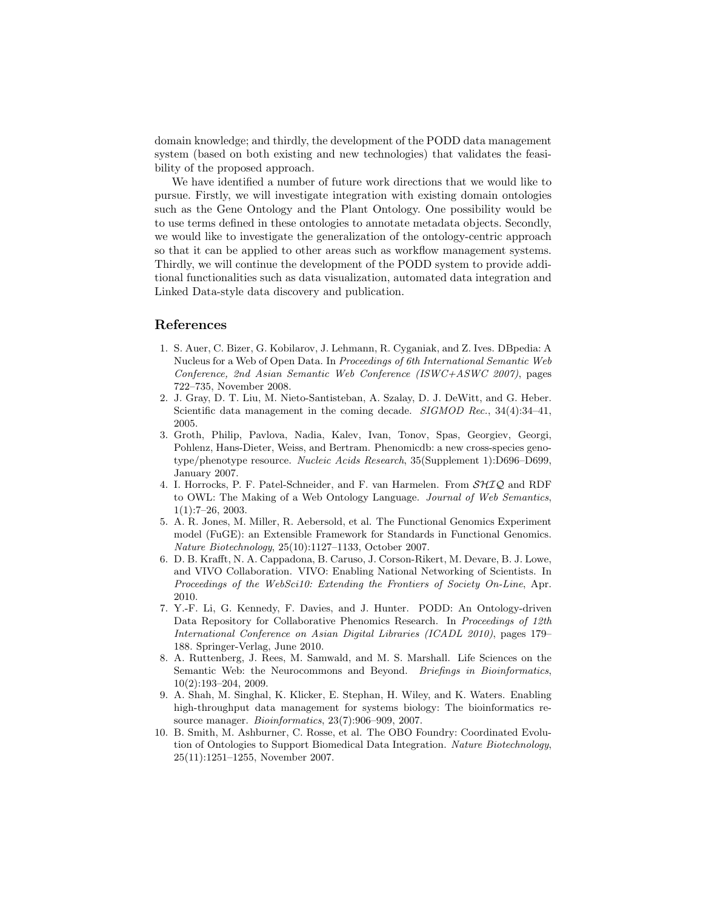domain knowledge; and thirdly, the development of the PODD data management system (based on both existing and new technologies) that validates the feasibility of the proposed approach.

We have identified a number of future work directions that we would like to pursue. Firstly, we will investigate integration with existing domain ontologies such as the Gene Ontology and the Plant Ontology. One possibility would be to use terms defined in these ontologies to annotate metadata objects. Secondly, we would like to investigate the generalization of the ontology-centric approach so that it can be applied to other areas such as workflow management systems. Thirdly, we will continue the development of the PODD system to provide additional functionalities such as data visualization, automated data integration and Linked Data-style data discovery and publication.

## References

1. S. Auer, C. Bizer, G. Kobilarov, J. Lehmann, R. Cyganiak, and Z. Ives. DBpedia: A Nucleus for a Web of Open Data. In *Proceedings of 6th International Semantic Web Conference, 2nd Asian Semantic Web Conference (ISWC+ASWC 2007)*, pages 722–735, November 2008.
2. J. Gray, D. T. Liu, M. Nieto-Santisteban, A. Szalay, D. J. DeWitt, and G. Heber. Scientific data management in the coming decade. *SIGMOD Rec.*, 34(4):34–41, 2005.
3. Groth, Philip, Pavlova, Nadia, Kalev, Ivan, Tonov, Spas, Georgiev, Georgi, Pohlenz, Hans-Dieter, Weiss, and Bertram. Phenomicdb: a new cross-species genotype/phenotype resource. *Nucleic Acids Research*, 35(Supplement 1):D696–D699, January 2007.
4. I. Horrocks, P. F. Patel-Schneider, and F. van Harmelen. From $\mathcal{SHIQ}$ and RDF to OWL: The Making of a Web Ontology Language. *Journal of Web Semantics*, 1(1):7–26, 2003.
5. A. R. Jones, M. Miller, R. Aebersold, et al. The Functional Genomics Experiment model (FuGE): an Extensible Framework for Standards in Functional Genomics. *Nature Biotechnology*, 25(10):1127–1133, October 2007.
6. D. B. Krafft, N. A. Cappadona, B. Caruso, J. Corson-Rikert, M. Devare, B. J. Lowe, and VIVO Collaboration. VIVO: Enabling National Networking of Scientists. In *Proceedings of the WebSci10: Extending the Frontiers of Society On-Line*, Apr. 2010.
7. Y.-F. Li, G. Kennedy, F. Davies, and J. Hunter. PODD: An Ontology-driven Data Repository for Collaborative Phenomics Research. In *Proceedings of 12th International Conference on Asian Digital Libraries (ICADL 2010)*, pages 179–188. Springer-Verlag, June 2010.
8. A. Ruttenberg, J. Rees, M. Samwald, and M. S. Marshall. Life Sciences on the Semantic Web: the Neurocommons and Beyond. *Briefings in Bioinformatics*, 10(2):193–204, 2009.
9. A. Shah, M. Singhal, K. Klicker, E. Stephan, H. Wiley, and K. Waters. Enabling high-throughput data management for systems biology: The bioinformatics resource manager. *Bioinformatics*, 23(7):906–909, 2007.
10. B. Smith, M. Ashburner, C. Rosse, et al. The OBO Foundry: Coordinated Evolution of Ontologies to Support Biomedical Data Integration. *Nature Biotechnology*, 25(11):1251–1255, November 2007.